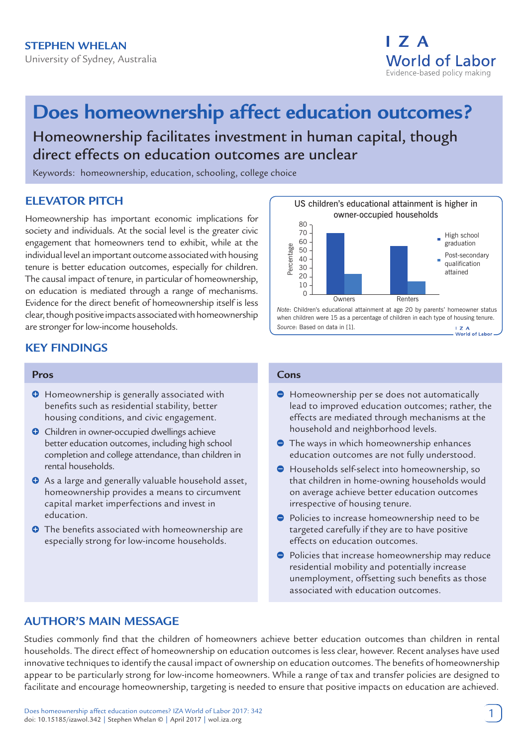**STEPHEN WHELAN**
University of Sydney, Australia

I Z A
World of Labor
Evidence-based policy making

# Does homeownership affect education outcomes?

## Homeownership facilitates investment in human capital, though direct effects on education outcomes are unclear

Keywords: homeownership, education, schooling, college choice

## ELEVATOR PITCH

Homeownership has important economic implications for society and individuals. At the social level is the greater civic engagement that homeowners tend to exhibit, while at the individual level an important outcome associated with housing tenure is better education outcomes, especially for children. The causal impact of tenure, in particular of homeownership, on education is mediated through a range of mechanisms. Evidence for the direct benefit of homeownership itself is less clear, though positive impacts associated with homeownership are stronger for low-income households.

US children's educational attainment is higher in owner-occupied households

*Note*: Children's educational attainment at age 20 by parents' homeowner status when children were 15 as a percentage of children in each type of housing tenure.
*Source*: Based on data in [1].

## KEY FINDINGS

### Pros

- Homeownership is generally associated with benefits such as residential stability, better housing conditions, and civic engagement.
- Children in owner-occupied dwellings achieve better education outcomes, including high school completion and college attendance, than children in rental households.
- As a large and generally valuable household asset, homeownership provides a means to circumvent capital market imperfections and invest in education.
- The benefits associated with homeownership are especially strong for low-income households.

### Cons

- Homeownership per se does not automatically lead to improved education outcomes; rather, the effects are mediated through mechanisms at the household and neighborhood levels.
- The ways in which homeownership enhances education outcomes are not fully understood.
- Households self-select into homeownership, so that children in home-owning households would on average achieve better education outcomes irrespective of housing tenure.
- Policies to increase homeownership need to be targeted carefully if they are to have positive effects on education outcomes.
- Policies that increase homeownership may reduce residential mobility and potentially increase unemployment, offsetting such benefits as those associated with education outcomes.

## AUTHOR'S MAIN MESSAGE

Studies commonly find that the children of homeowners achieve better education outcomes than children in rental households. The direct effect of homeownership on education outcomes is less clear, however. Recent analyses have used innovative techniques to identify the causal impact of ownership on education outcomes. The benefits of homeownership appear to be particularly strong for low-income homeowners. While a range of tax and transfer policies are designed to facilitate and encourage homeownership, targeting is needed to ensure that positive impacts on education are achieved.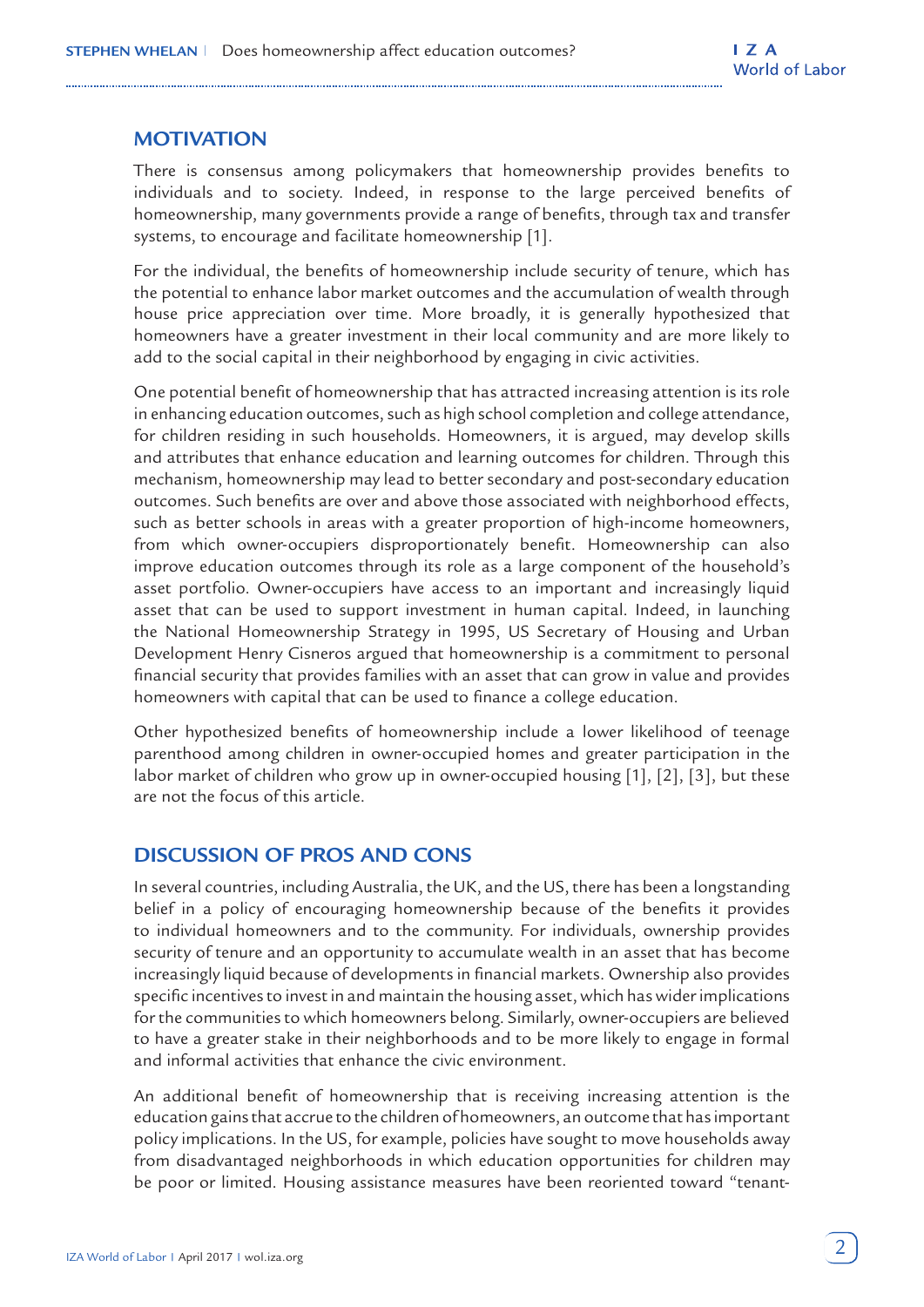## MOTIVATION

There is consensus among policymakers that homeownership provides benefits to individuals and to society. Indeed, in response to the large perceived benefits of homeownership, many governments provide a range of benefits, through tax and transfer systems, to encourage and facilitate homeownership [1].

For the individual, the benefits of homeownership include security of tenure, which has the potential to enhance labor market outcomes and the accumulation of wealth through house price appreciation over time. More broadly, it is generally hypothesized that homeowners have a greater investment in their local community and are more likely to add to the social capital in their neighborhood by engaging in civic activities.

One potential benefit of homeownership that has attracted increasing attention is its role in enhancing education outcomes, such as high school completion and college attendance, for children residing in such households. Homeowners, it is argued, may develop skills and attributes that enhance education and learning outcomes for children. Through this mechanism, homeownership may lead to better secondary and post-secondary education outcomes. Such benefits are over and above those associated with neighborhood effects, such as better schools in areas with a greater proportion of high-income homeowners, from which owner-occupiers disproportionately benefit. Homeownership can also improve education outcomes through its role as a large component of the household's asset portfolio. Owner-occupiers have access to an important and increasingly liquid asset that can be used to support investment in human capital. Indeed, in launching the National Homeownership Strategy in 1995, US Secretary of Housing and Urban Development Henry Cisneros argued that homeownership is a commitment to personal financial security that provides families with an asset that can grow in value and provides homeowners with capital that can be used to finance a college education.

Other hypothesized benefits of homeownership include a lower likelihood of teenage parenthood among children in owner-occupied homes and greater participation in the labor market of children who grow up in owner-occupied housing [1], [2], [3], but these are not the focus of this article.

## DISCUSSION OF PROS AND CONS

In several countries, including Australia, the UK, and the US, there has been a longstanding belief in a policy of encouraging homeownership because of the benefits it provides to individual homeowners and to the community. For individuals, ownership provides security of tenure and an opportunity to accumulate wealth in an asset that has become increasingly liquid because of developments in financial markets. Ownership also provides specific incentives to invest in and maintain the housing asset, which has wider implications for the communities to which homeowners belong. Similarly, owner-occupiers are believed to have a greater stake in their neighborhoods and to be more likely to engage in formal and informal activities that enhance the civic environment.

An additional benefit of homeownership that is receiving increasing attention is the education gains that accrue to the children of homeowners, an outcome that has important policy implications. In the US, for example, policies have sought to move households away from disadvantaged neighborhoods in which education opportunities for children may be poor or limited. Housing assistance measures have been reoriented toward "tenant-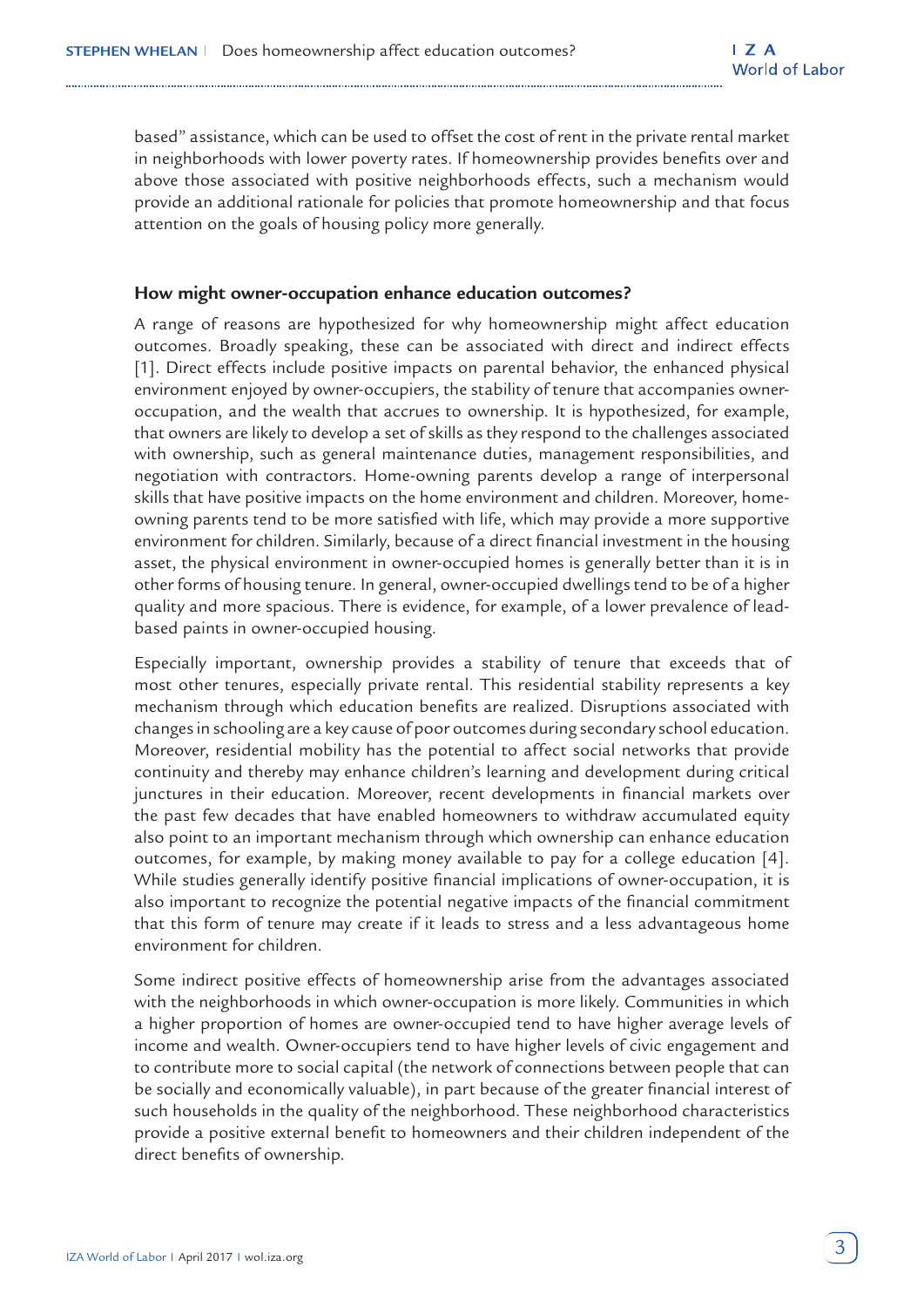based" assistance, which can be used to offset the cost of rent in the private rental market in neighborhoods with lower poverty rates. If homeownership provides benefits over and above those associated with positive neighborhoods effects, such a mechanism would provide an additional rationale for policies that promote homeownership and that focus attention on the goals of housing policy more generally.

### How might owner-occupation enhance education outcomes?

A range of reasons are hypothesized for why homeownership might affect education outcomes. Broadly speaking, these can be associated with direct and indirect effects [1]. Direct effects include positive impacts on parental behavior, the enhanced physical environment enjoyed by owner-occupiers, the stability of tenure that accompanies owner-occupation, and the wealth that accrues to ownership. It is hypothesized, for example, that owners are likely to develop a set of skills as they respond to the challenges associated with ownership, such as general maintenance duties, management responsibilities, and negotiation with contractors. Home-owning parents develop a range of interpersonal skills that have positive impacts on the home environment and children. Moreover, home-owning parents tend to be more satisfied with life, which may provide a more supportive environment for children. Similarly, because of a direct financial investment in the housing asset, the physical environment in owner-occupied homes is generally better than it is in other forms of housing tenure. In general, owner-occupied dwellings tend to be of a higher quality and more spacious. There is evidence, for example, of a lower prevalence of lead-based paints in owner-occupied housing.

Especially important, ownership provides a stability of tenure that exceeds that of most other tenures, especially private rental. This residential stability represents a key mechanism through which education benefits are realized. Disruptions associated with changes in schooling are a key cause of poor outcomes during secondary school education. Moreover, residential mobility has the potential to affect social networks that provide continuity and thereby may enhance children's learning and development during critical junctures in their education. Moreover, recent developments in financial markets over the past few decades that have enabled homeowners to withdraw accumulated equity also point to an important mechanism through which ownership can enhance education outcomes, for example, by making money available to pay for a college education [4]. While studies generally identify positive financial implications of owner-occupation, it is also important to recognize the potential negative impacts of the financial commitment that this form of tenure may create if it leads to stress and a less advantageous home environment for children.

Some indirect positive effects of homeownership arise from the advantages associated with the neighborhoods in which owner-occupation is more likely. Communities in which a higher proportion of homes are owner-occupied tend to have higher average levels of income and wealth. Owner-occupiers tend to have higher levels of civic engagement and to contribute more to social capital (the network of connections between people that can be socially and economically valuable), in part because of the greater financial interest of such households in the quality of the neighborhood. These neighborhood characteristics provide a positive external benefit to homeowners and their children independent of the direct benefits of ownership.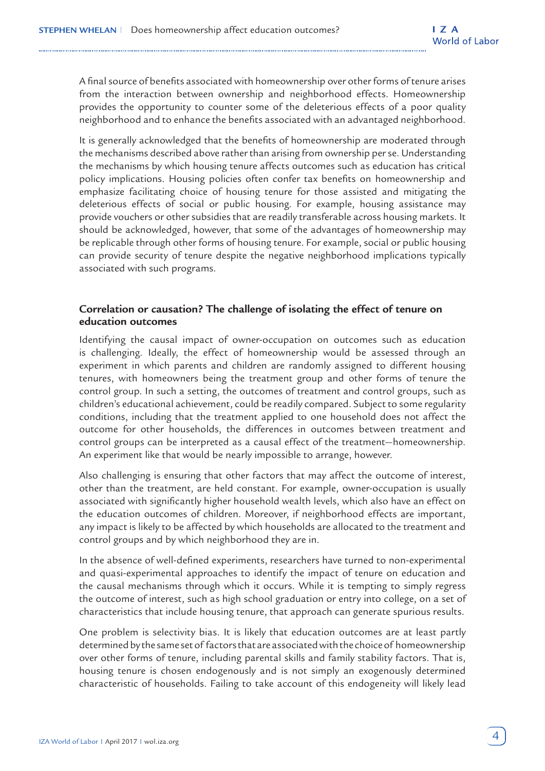A final source of benefits associated with homeownership over other forms of tenure arises from the interaction between ownership and neighborhood effects. Homeownership provides the opportunity to counter some of the deleterious effects of a poor quality neighborhood and to enhance the benefits associated with an advantaged neighborhood.

It is generally acknowledged that the benefits of homeownership are moderated through the mechanisms described above rather than arising from ownership per se. Understanding the mechanisms by which housing tenure affects outcomes such as education has critical policy implications. Housing policies often confer tax benefits on homeownership and emphasize facilitating choice of housing tenure for those assisted and mitigating the deleterious effects of social or public housing. For example, housing assistance may provide vouchers or other subsidies that are readily transferable across housing markets. It should be acknowledged, however, that some of the advantages of homeownership may be replicable through other forms of housing tenure. For example, social or public housing can provide security of tenure despite the negative neighborhood implications typically associated with such programs.

## Correlation or causation? The challenge of isolating the effect of tenure on education outcomes

Identifying the causal impact of owner-occupation on outcomes such as education is challenging. Ideally, the effect of homeownership would be assessed through an experiment in which parents and children are randomly assigned to different housing tenures, with homeowners being the treatment group and other forms of tenure the control group. In such a setting, the outcomes of treatment and control groups, such as children's educational achievement, could be readily compared. Subject to some regularity conditions, including that the treatment applied to one household does not affect the outcome for other households, the differences in outcomes between treatment and control groups can be interpreted as a causal effect of the treatment—homeownership. An experiment like that would be nearly impossible to arrange, however.

Also challenging is ensuring that other factors that may affect the outcome of interest, other than the treatment, are held constant. For example, owner-occupation is usually associated with significantly higher household wealth levels, which also have an effect on the education outcomes of children. Moreover, if neighborhood effects are important, any impact is likely to be affected by which households are allocated to the treatment and control groups and by which neighborhood they are in.

In the absence of well-defined experiments, researchers have turned to non-experimental and quasi-experimental approaches to identify the impact of tenure on education and the causal mechanisms through which it occurs. While it is tempting to simply regress the outcome of interest, such as high school graduation or entry into college, on a set of characteristics that include housing tenure, that approach can generate spurious results.

One problem is selectivity bias. It is likely that education outcomes are at least partly determined by the same set of factors that are associated with the choice of homeownership over other forms of tenure, including parental skills and family stability factors. That is, housing tenure is chosen endogenously and is not simply an exogenously determined characteristic of households. Failing to take account of this endogeneity will likely lead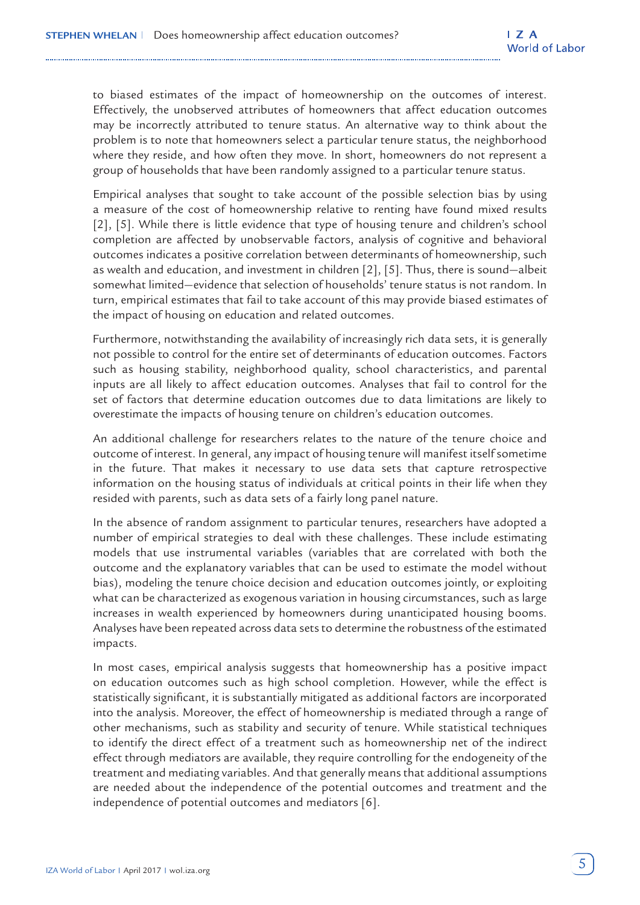to biased estimates of the impact of homeownership on the outcomes of interest. Effectively, the unobserved attributes of homeowners that affect education outcomes may be incorrectly attributed to tenure status. An alternative way to think about the problem is to note that homeowners select a particular tenure status, the neighborhood where they reside, and how often they move. In short, homeowners do not represent a group of households that have been randomly assigned to a particular tenure status.

Empirical analyses that sought to take account of the possible selection bias by using a measure of the cost of homeownership relative to renting have found mixed results [2], [5]. While there is little evidence that type of housing tenure and children's school completion are affected by unobservable factors, analysis of cognitive and behavioral outcomes indicates a positive correlation between determinants of homeownership, such as wealth and education, and investment in children [2], [5]. Thus, there is sound—albeit somewhat limited—evidence that selection of households' tenure status is not random. In turn, empirical estimates that fail to take account of this may provide biased estimates of the impact of housing on education and related outcomes.

Furthermore, notwithstanding the availability of increasingly rich data sets, it is generally not possible to control for the entire set of determinants of education outcomes. Factors such as housing stability, neighborhood quality, school characteristics, and parental inputs are all likely to affect education outcomes. Analyses that fail to control for the set of factors that determine education outcomes due to data limitations are likely to overestimate the impacts of housing tenure on children's education outcomes.

An additional challenge for researchers relates to the nature of the tenure choice and outcome of interest. In general, any impact of housing tenure will manifest itself sometime in the future. That makes it necessary to use data sets that capture retrospective information on the housing status of individuals at critical points in their life when they resided with parents, such as data sets of a fairly long panel nature.

In the absence of random assignment to particular tenures, researchers have adopted a number of empirical strategies to deal with these challenges. These include estimating models that use instrumental variables (variables that are correlated with both the outcome and the explanatory variables that can be used to estimate the model without bias), modeling the tenure choice decision and education outcomes jointly, or exploiting what can be characterized as exogenous variation in housing circumstances, such as large increases in wealth experienced by homeowners during unanticipated housing booms. Analyses have been repeated across data sets to determine the robustness of the estimated impacts.

In most cases, empirical analysis suggests that homeownership has a positive impact on education outcomes such as high school completion. However, while the effect is statistically significant, it is substantially mitigated as additional factors are incorporated into the analysis. Moreover, the effect of homeownership is mediated through a range of other mechanisms, such as stability and security of tenure. While statistical techniques to identify the direct effect of a treatment such as homeownership net of the indirect effect through mediators are available, they require controlling for the endogeneity of the treatment and mediating variables. And that generally means that additional assumptions are needed about the independence of the potential outcomes and treatment and the independence of potential outcomes and mediators [6].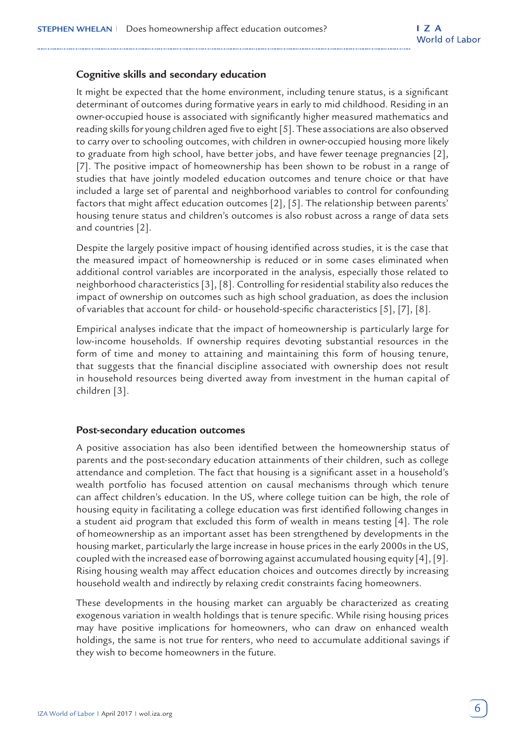### Cognitive skills and secondary education

It might be expected that the home environment, including tenure status, is a significant determinant of outcomes during formative years in early to mid childhood. Residing in an owner-occupied house is associated with significantly higher measured mathematics and reading skills for young children aged five to eight [5]. These associations are also observed to carry over to schooling outcomes, with children in owner-occupied housing more likely to graduate from high school, have better jobs, and have fewer teenage pregnancies [2], [7]. The positive impact of homeownership has been shown to be robust in a range of studies that have jointly modeled education outcomes and tenure choice or that have included a large set of parental and neighborhood variables to control for confounding factors that might affect education outcomes [2], [5]. The relationship between parents' housing tenure status and children's outcomes is also robust across a range of data sets and countries [2].

Despite the largely positive impact of housing identified across studies, it is the case that the measured impact of homeownership is reduced or in some cases eliminated when additional control variables are incorporated in the analysis, especially those related to neighborhood characteristics [3], [8]. Controlling for residential stability also reduces the impact of ownership on outcomes such as high school graduation, as does the inclusion of variables that account for child- or household-specific characteristics [5], [7], [8].

Empirical analyses indicate that the impact of homeownership is particularly large for low-income households. If ownership requires devoting substantial resources in the form of time and money to attaining and maintaining this form of housing tenure, that suggests that the financial discipline associated with ownership does not result in household resources being diverted away from investment in the human capital of children [3].

### Post-secondary education outcomes

A positive association has also been identified between the homeownership status of parents and the post-secondary education attainments of their children, such as college attendance and completion. The fact that housing is a significant asset in a household's wealth portfolio has focused attention on causal mechanisms through which tenure can affect children's education. In the US, where college tuition can be high, the role of housing equity in facilitating a college education was first identified following changes in a student aid program that excluded this form of wealth in means testing [4]. The role of homeownership as an important asset has been strengthened by developments in the housing market, particularly the large increase in house prices in the early 2000s in the US, coupled with the increased ease of borrowing against accumulated housing equity [4], [9]. Rising housing wealth may affect education choices and outcomes directly by increasing household wealth and indirectly by relaxing credit constraints facing homeowners.

These developments in the housing market can arguably be characterized as creating exogenous variation in wealth holdings that is tenure specific. While rising housing prices may have positive implications for homeowners, who can draw on enhanced wealth holdings, the same is not true for renters, who need to accumulate additional savings if they wish to become homeowners in the future.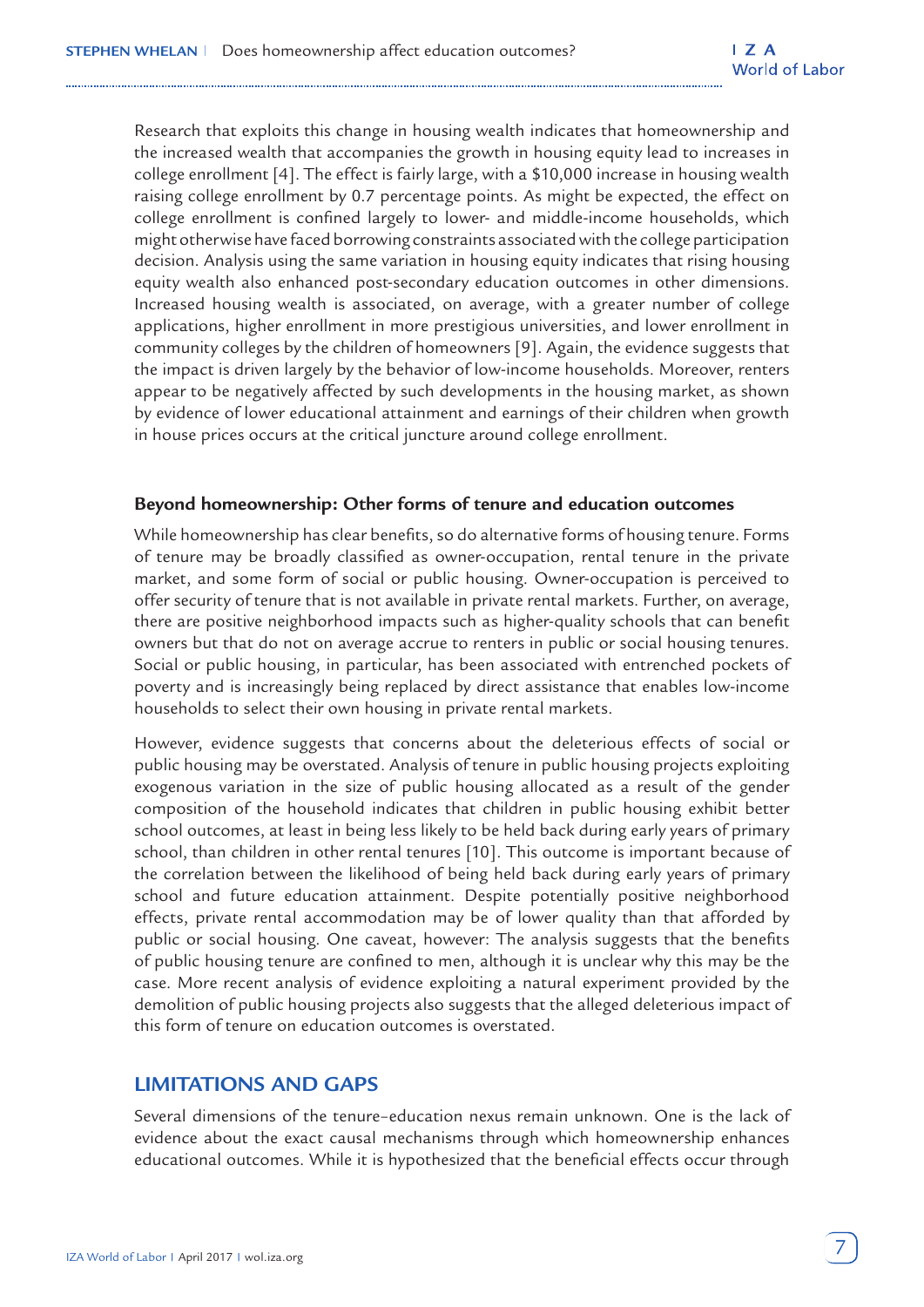Research that exploits this change in housing wealth indicates that homeownership and the increased wealth that accompanies the growth in housing equity lead to increases in college enrollment [4]. The effect is fairly large, with a $10,000 increase in housing wealth raising college enrollment by 0.7 percentage points. As might be expected, the effect on college enrollment is confined largely to lower- and middle-income households, which might otherwise have faced borrowing constraints associated with the college participation decision. Analysis using the same variation in housing equity indicates that rising housing equity wealth also enhanced post-secondary education outcomes in other dimensions. Increased housing wealth is associated, on average, with a greater number of college applications, higher enrollment in more prestigious universities, and lower enrollment in community colleges by the children of homeowners [9]. Again, the evidence suggests that the impact is driven largely by the behavior of low-income households. Moreover, renters appear to be negatively affected by such developments in the housing market, as shown by evidence of lower educational attainment and earnings of their children when growth in house prices occurs at the critical juncture around college enrollment.

### Beyond homeownership: Other forms of tenure and education outcomes

While homeownership has clear benefits, so do alternative forms of housing tenure. Forms of tenure may be broadly classified as owner-occupation, rental tenure in the private market, and some form of social or public housing. Owner-occupation is perceived to offer security of tenure that is not available in private rental markets. Further, on average, there are positive neighborhood impacts such as higher-quality schools that can benefit owners but that do not on average accrue to renters in public or social housing tenures. Social or public housing, in particular, has been associated with entrenched pockets of poverty and is increasingly being replaced by direct assistance that enables low-income households to select their own housing in private rental markets.

However, evidence suggests that concerns about the deleterious effects of social or public housing may be overstated. Analysis of tenure in public housing projects exploiting exogenous variation in the size of public housing allocated as a result of the gender composition of the household indicates that children in public housing exhibit better school outcomes, at least in being less likely to be held back during early years of primary school, than children in other rental tenures [10]. This outcome is important because of the correlation between the likelihood of being held back during early years of primary school and future education attainment. Despite potentially positive neighborhood effects, private rental accommodation may be of lower quality than that afforded by public or social housing. One caveat, however: The analysis suggests that the benefits of public housing tenure are confined to men, although it is unclear why this may be the case. More recent analysis of evidence exploiting a natural experiment provided by the demolition of public housing projects also suggests that the alleged deleterious impact of this form of tenure on education outcomes is overstated.

## LIMITATIONS AND GAPS

Several dimensions of the tenure–education nexus remain unknown. One is the lack of evidence about the exact causal mechanisms through which homeownership enhances educational outcomes. While it is hypothesized that the beneficial effects occur through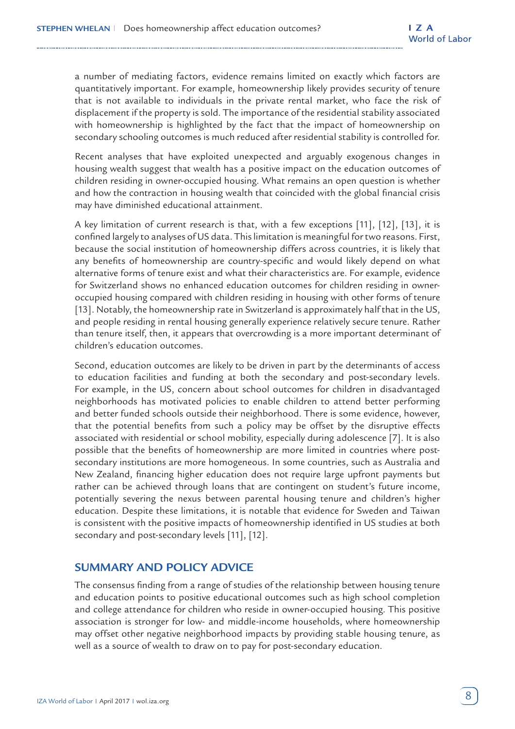a number of mediating factors, evidence remains limited on exactly which factors are quantitatively important. For example, homeownership likely provides security of tenure that is not available to individuals in the private rental market, who face the risk of displacement if the property is sold. The importance of the residential stability associated with homeownership is highlighted by the fact that the impact of homeownership on secondary schooling outcomes is much reduced after residential stability is controlled for.

Recent analyses that have exploited unexpected and arguably exogenous changes in housing wealth suggest that wealth has a positive impact on the education outcomes of children residing in owner-occupied housing. What remains an open question is whether and how the contraction in housing wealth that coincided with the global financial crisis may have diminished educational attainment.

A key limitation of current research is that, with a few exceptions [11], [12], [13], it is confined largely to analyses of US data. This limitation is meaningful for two reasons. First, because the social institution of homeownership differs across countries, it is likely that any benefits of homeownership are country-specific and would likely depend on what alternative forms of tenure exist and what their characteristics are. For example, evidence for Switzerland shows no enhanced education outcomes for children residing in owner-occupied housing compared with children residing in housing with other forms of tenure [13]. Notably, the homeownership rate in Switzerland is approximately half that in the US, and people residing in rental housing generally experience relatively secure tenure. Rather than tenure itself, then, it appears that overcrowding is a more important determinant of children's education outcomes.

Second, education outcomes are likely to be driven in part by the determinants of access to education facilities and funding at both the secondary and post-secondary levels. For example, in the US, concern about school outcomes for children in disadvantaged neighborhoods has motivated policies to enable children to attend better performing and better funded schools outside their neighborhood. There is some evidence, however, that the potential benefits from such a policy may be offset by the disruptive effects associated with residential or school mobility, especially during adolescence [7]. It is also possible that the benefits of homeownership are more limited in countries where post-secondary institutions are more homogeneous. In some countries, such as Australia and New Zealand, financing higher education does not require large upfront payments but rather can be achieved through loans that are contingent on student's future income, potentially severing the nexus between parental housing tenure and children's higher education. Despite these limitations, it is notable that evidence for Sweden and Taiwan is consistent with the positive impacts of homeownership identified in US studies at both secondary and post-secondary levels [11], [12].

## SUMMARY AND POLICY ADVICE

The consensus finding from a range of studies of the relationship between housing tenure and education points to positive educational outcomes such as high school completion and college attendance for children who reside in owner-occupied housing. This positive association is stronger for low- and middle-income households, where homeownership may offset other negative neighborhood impacts by providing stable housing tenure, as well as a source of wealth to draw on to pay for post-secondary education.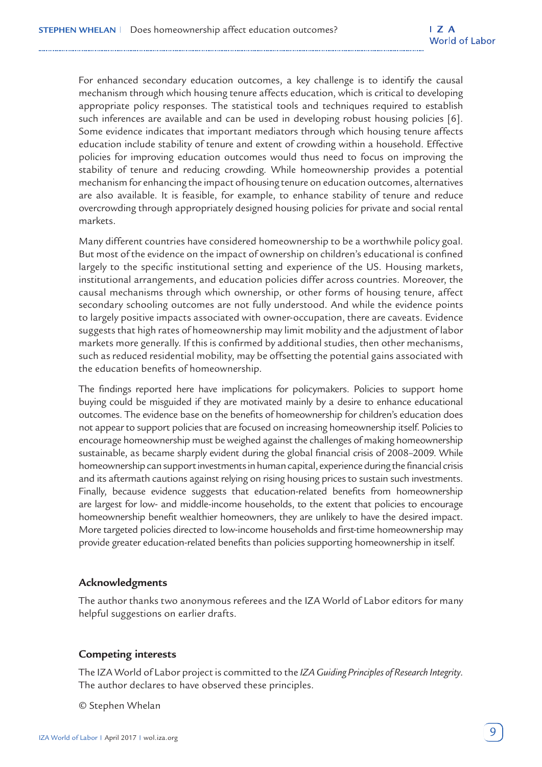For enhanced secondary education outcomes, a key challenge is to identify the causal mechanism through which housing tenure affects education, which is critical to developing appropriate policy responses. The statistical tools and techniques required to establish such inferences are available and can be used in developing robust housing policies [6]. Some evidence indicates that important mediators through which housing tenure affects education include stability of tenure and extent of crowding within a household. Effective policies for improving education outcomes would thus need to focus on improving the stability of tenure and reducing crowding. While homeownership provides a potential mechanism for enhancing the impact of housing tenure on education outcomes, alternatives are also available. It is feasible, for example, to enhance stability of tenure and reduce overcrowding through appropriately designed housing policies for private and social rental markets.

Many different countries have considered homeownership to be a worthwhile policy goal. But most of the evidence on the impact of ownership on children's educational is confined largely to the specific institutional setting and experience of the US. Housing markets, institutional arrangements, and education policies differ across countries. Moreover, the causal mechanisms through which ownership, or other forms of housing tenure, affect secondary schooling outcomes are not fully understood. And while the evidence points to largely positive impacts associated with owner-occupation, there are caveats. Evidence suggests that high rates of homeownership may limit mobility and the adjustment of labor markets more generally. If this is confirmed by additional studies, then other mechanisms, such as reduced residential mobility, may be offsetting the potential gains associated with the education benefits of homeownership.

The findings reported here have implications for policymakers. Policies to support home buying could be misguided if they are motivated mainly by a desire to enhance educational outcomes. The evidence base on the benefits of homeownership for children's education does not appear to support policies that are focused on increasing homeownership itself. Policies to encourage homeownership must be weighed against the challenges of making homeownership sustainable, as became sharply evident during the global financial crisis of 2008–2009. While homeownership can support investments in human capital, experience during the financial crisis and its aftermath cautions against relying on rising housing prices to sustain such investments. Finally, because evidence suggests that education-related benefits from homeownership are largest for low- and middle-income households, to the extent that policies to encourage homeownership benefit wealthier homeowners, they are unlikely to have the desired impact. More targeted policies directed to low-income households and first-time homeownership may provide greater education-related benefits than policies supporting homeownership in itself.

### Acknowledgments

The author thanks two anonymous referees and the IZA World of Labor editors for many helpful suggestions on earlier drafts.

### Competing interests

The IZA World of Labor project is committed to the *IZA Guiding Principles of Research Integrity*. The author declares to have observed these principles.

© Stephen Whelan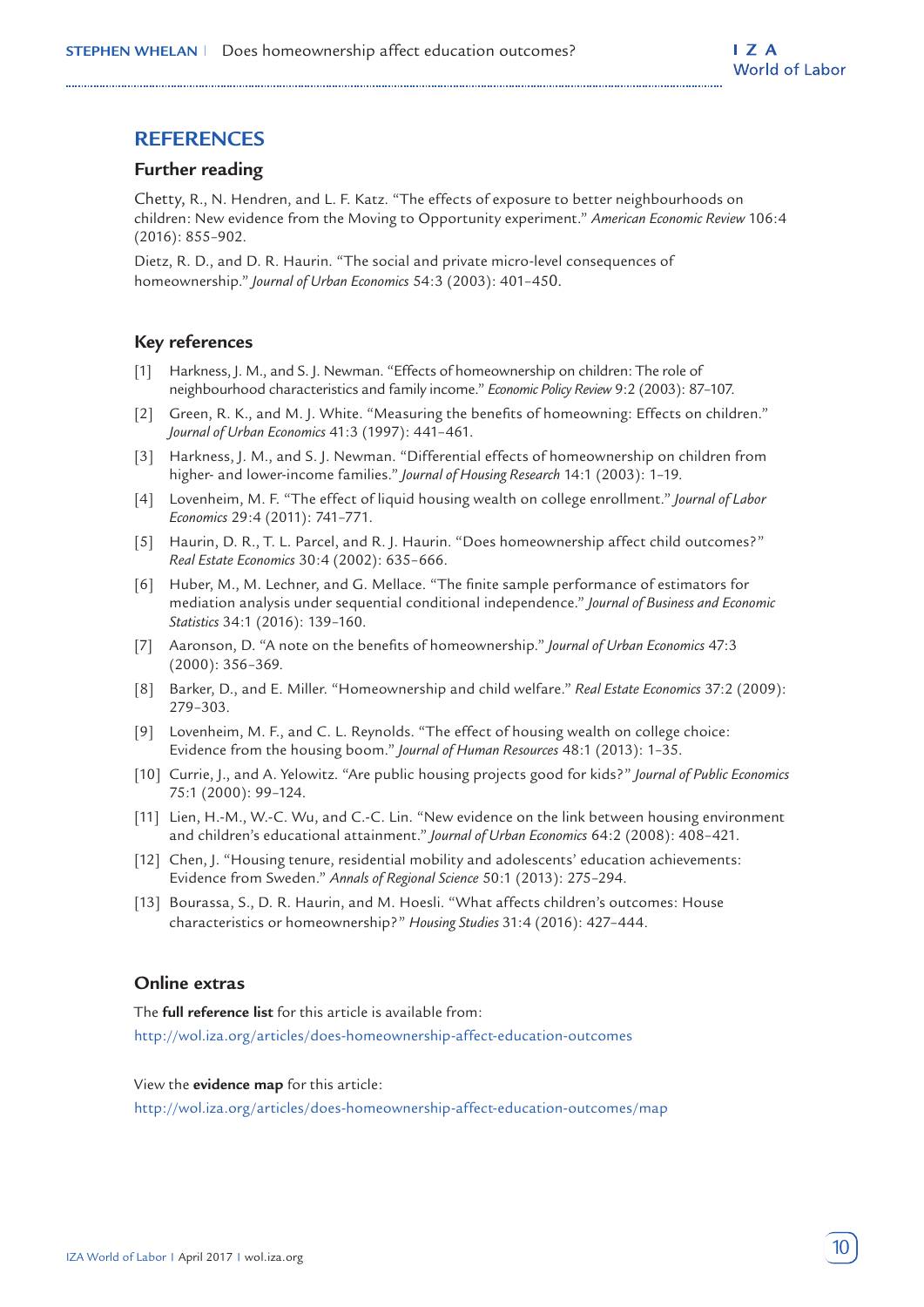## REFERENCES

### Further reading

Chetty, R., N. Hendren, and L. F. Katz. "The effects of exposure to better neighbourhoods on children: New evidence from the Moving to Opportunity experiment." *American Economic Review* 106:4 (2016): 855–902.

Dietz, R. D., and D. R. Haurin. "The social and private micro-level consequences of homeownership." *Journal of Urban Economics* 54:3 (2003): 401–450.

### Key references

[1] Harkness, J. M., and S. J. Newman. "Effects of homeownership on children: The role of neighbourhood characteristics and family income." *Economic Policy Review* 9:2 (2003): 87–107.

[2] Green, R. K., and M. J. White. "Measuring the benefits of homeowning: Effects on children." *Journal of Urban Economics* 41:3 (1997): 441–461.

[3] Harkness, J. M., and S. J. Newman. "Differential effects of homeownership on children from higher- and lower-income families." *Journal of Housing Research* 14:1 (2003): 1–19.

[4] Lovenheim, M. F. "The effect of liquid housing wealth on college enrollment." *Journal of Labor Economics* 29:4 (2011): 741–771.

[5] Haurin, D. R., T. L. Parcel, and R. J. Haurin. "Does homeownership affect child outcomes?" *Real Estate Economics* 30:4 (2002): 635–666.

[6] Huber, M., M. Lechner, and G. Mellace. "The finite sample performance of estimators for mediation analysis under sequential conditional independence." *Journal of Business and Economic Statistics* 34:1 (2016): 139–160.

[7] Aaronson, D. "A note on the benefits of homeownership." *Journal of Urban Economics* 47:3 (2000): 356–369.

[8] Barker, D., and E. Miller. "Homeownership and child welfare." *Real Estate Economics* 37:2 (2009): 279–303.

[9] Lovenheim, M. F., and C. L. Reynolds. "The effect of housing wealth on college choice: Evidence from the housing boom." *Journal of Human Resources* 48:1 (2013): 1–35.

[10] Currie, J., and A. Yelowitz. "Are public housing projects good for kids?" *Journal of Public Economics* 75:1 (2000): 99–124.

[11] Lien, H.-M., W.-C. Wu, and C.-C. Lin. "New evidence on the link between housing environment and children's educational attainment." *Journal of Urban Economics* 64:2 (2008): 408–421.

[12] Chen, J. "Housing tenure, residential mobility and adolescents' education achievements: Evidence from Sweden." *Annals of Regional Science* 50:1 (2013): 275–294.

[13] Bourassa, S., D. R. Haurin, and M. Hoesli. "What affects children's outcomes: House characteristics or homeownership?" *Housing Studies* 31:4 (2016): 427–444.

### Online extras

The **full reference list** for this article is available from:

http://wol.iza.org/articles/does-homeownership-affect-education-outcomes

View the **evidence map** for this article:

http://wol.iza.org/articles/does-homeownership-affect-education-outcomes/map